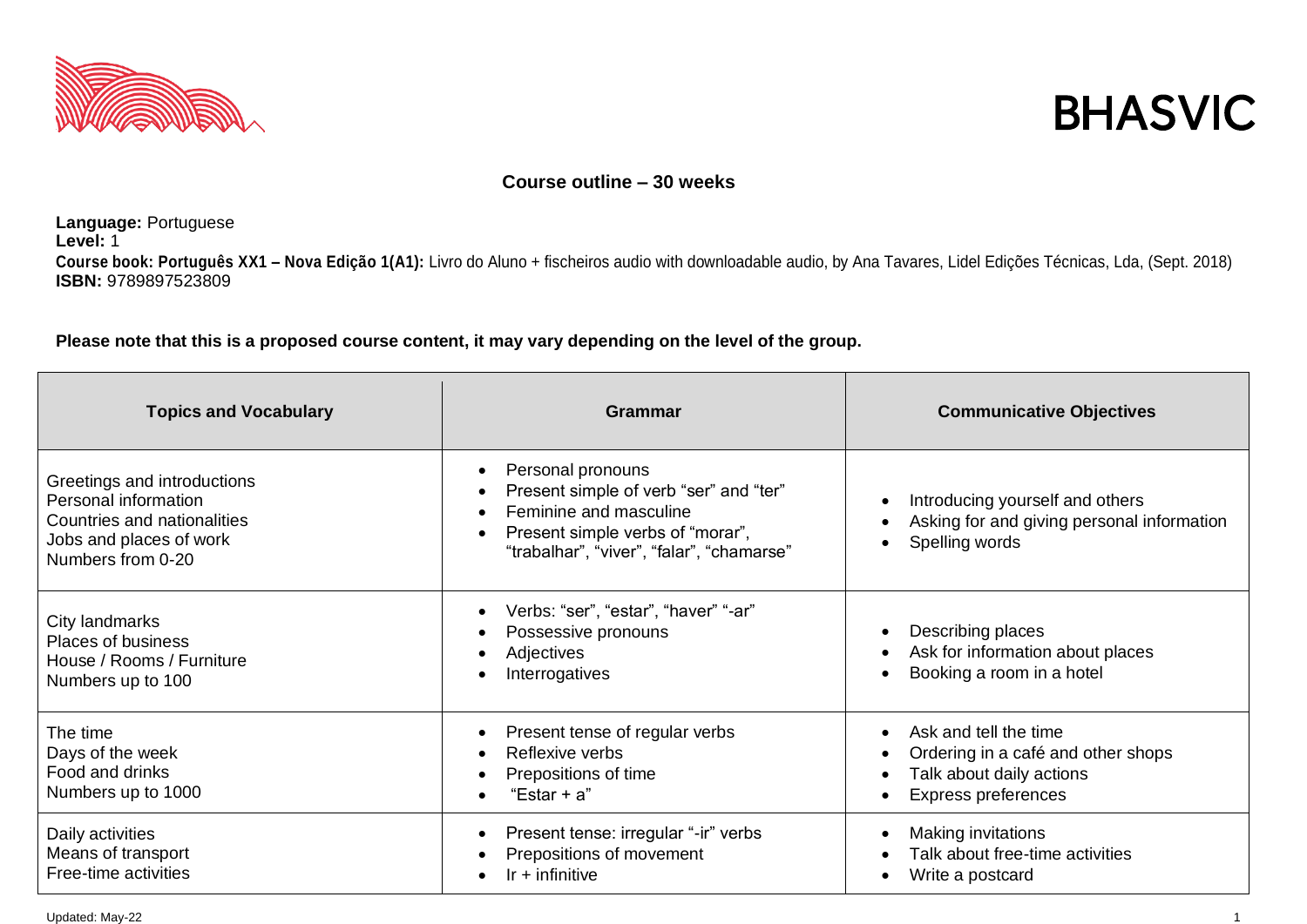BHASVIC

**Course outline – 30 weeks**

**Language:** Portuguese
**Level:** 1
**Course book: Português XX1 – Nova Edição 1(A1):** Livro do Aluno + fischeiros audio with downloadable audio, by Ana Tavares, Lidel Edições Técnicas, Lda, (Sept. 2018)
**ISBN:** 9789897523809

**Please note that this is a proposed course content, it may vary depending on the level of the group.**

| Topics and Vocabulary | Grammar | Communicative Objectives |
|---|---|---|
| Greetings and introductions<br>Personal information<br>Countries and nationalities<br>Jobs and places of work<br>Numbers from 0-20 | • Personal pronouns<br>• Present simple of verb "ser" and "ter"<br>• Feminine and masculine<br>• Present simple verbs of "morar", "trabalhar", "viver", "falar", "chamarse" | • Introducing yourself and others<br>• Asking for and giving personal information<br>• Spelling words |
| City landmarks<br>Places of business<br>House / Rooms / Furniture<br>Numbers up to 100 | • Verbs: "ser", "estar", "haver" "-ar"<br>• Possessive pronouns<br>• Adjectives<br>• Interrogatives | • Describing places<br>• Ask for information about places<br>• Booking a room in a hotel |
| The time<br>Days of the week<br>Food and drinks<br>Numbers up to 1000 | • Present tense of regular verbs<br>• Reflexive verbs<br>• Prepositions of time<br>• "Estar + a" | • Ask and tell the time<br>• Ordering in a café and other shops<br>• Talk about daily actions<br>• Express preferences |
| Daily activities<br>Means of transport<br>Free-time activities | • Present tense: irregular "-ir" verbs<br>• Prepositions of movement<br>• Ir + infinitive | • Making invitations<br>• Talk about free-time activities<br>• Write a postcard |

Updated: May-22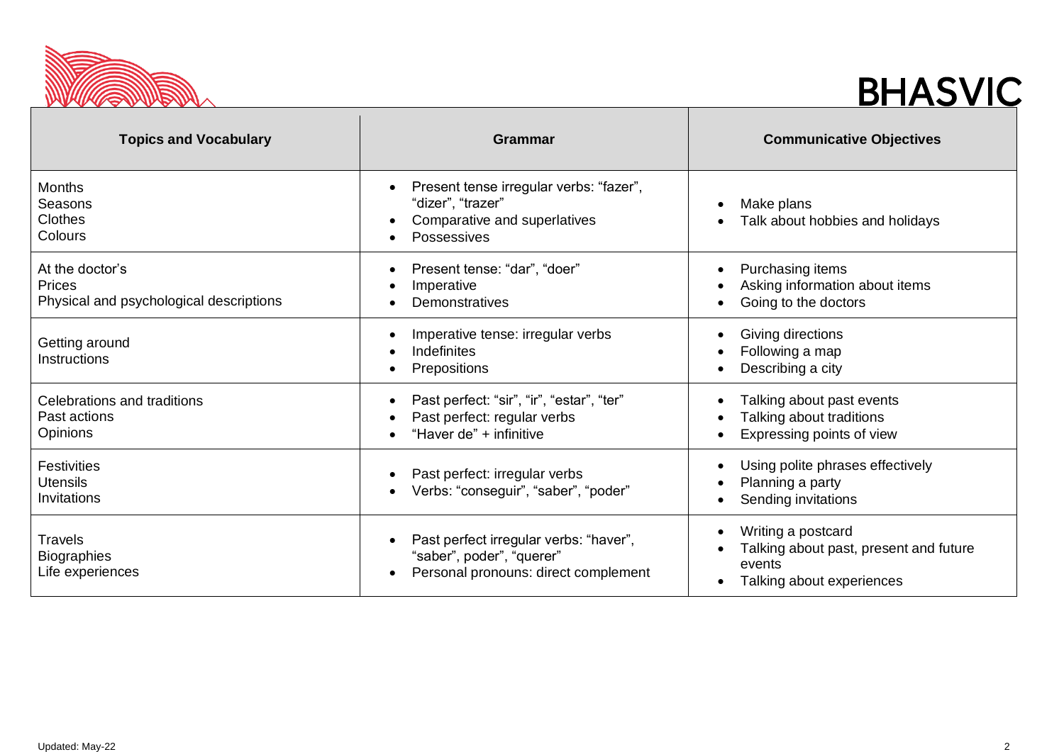BHASVIC

| Topics and Vocabulary | Grammar | Communicative Objectives |
|---|---|---|
| Months<br>Seasons<br>Clothes<br>Colours | • Present tense irregular verbs: “fazer”, “dizer”, “trazer”<br>• Comparative and superlatives<br>• Possessives | • Make plans<br>• Talk about hobbies and holidays |
| At the doctor’s<br>Prices<br>Physical and psychological descriptions | • Present tense: “dar”, “doer”<br>• Imperative<br>• Demonstratives | • Purchasing items<br>• Asking information about items<br>• Going to the doctors |
| Getting around<br>Instructions | • Imperative tense: irregular verbs<br>• Indefinites<br>• Prepositions | • Giving directions<br>• Following a map<br>• Describing a city |
| Celebrations and traditions<br>Past actions<br>Opinions | • Past perfect: “sir”, “ir”, “estar”, “ter”<br>• Past perfect: regular verbs<br>• “Haver de” + infinitive | • Talking about past events<br>• Talking about traditions<br>• Expressing points of view |
| Festivities<br>Utensils<br>Invitations | • Past perfect: irregular verbs<br>• Verbs: “conseguir”, “saber”, “poder” | • Using polite phrases effectively<br>• Planning a party<br>• Sending invitations |
| Travels<br>Biographies<br>Life experiences | • Past perfect irregular verbs: “haver”, “saber”, poder”, “querer”<br>• Personal pronouns: direct complement | • Writing a postcard<br>• Talking about past, present and future events<br>• Talking about experiences |

Updated: May-22